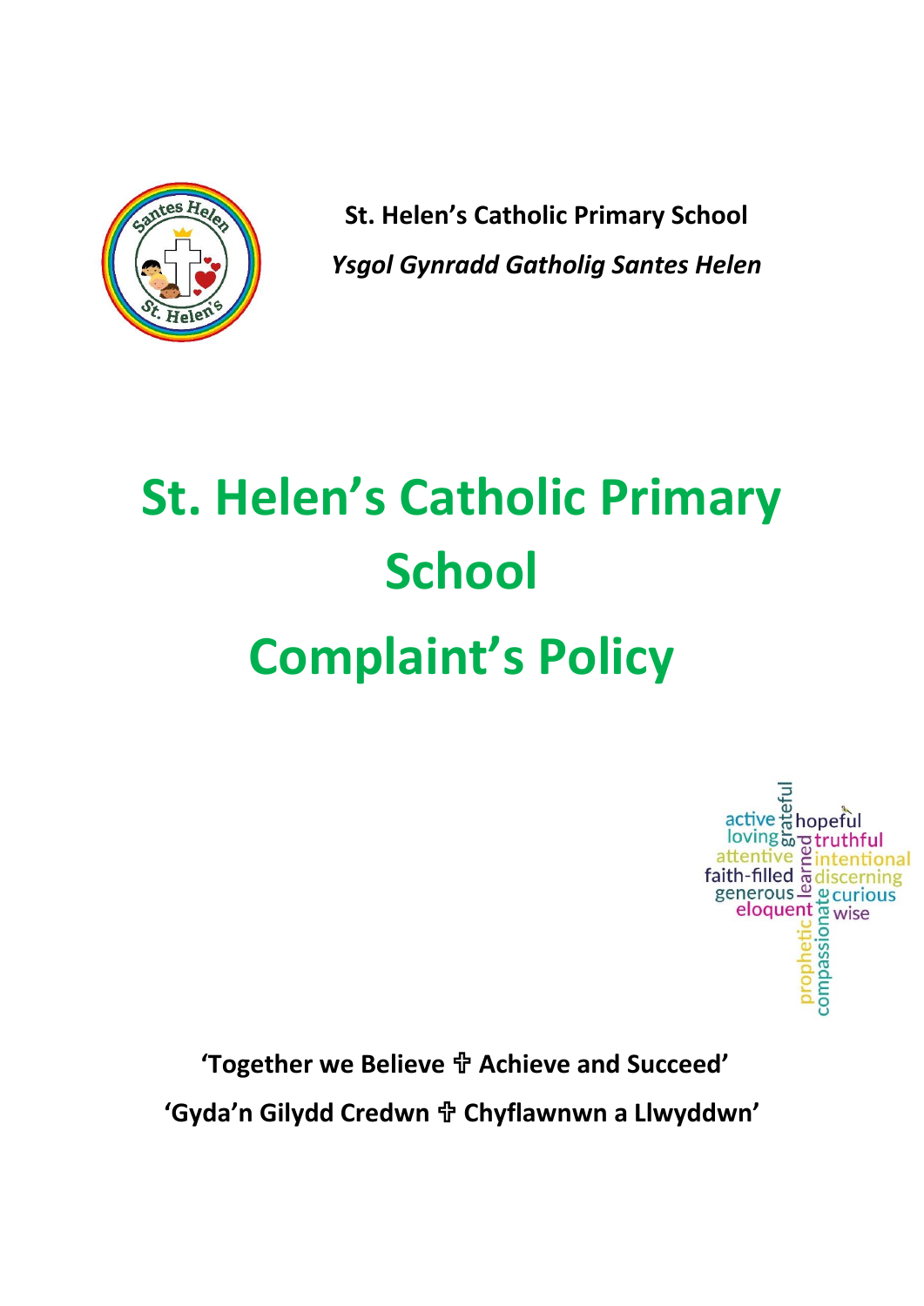**St. Helen's Catholic Primary School**

***Ysgol Gynradd Gatholig Santes Helen***

# St. Helen's Catholic Primary School

# Complaint's Policy

**'Together we Believe ✞ Achieve and Succeed'**

**'Gyda'n Gilydd Credwn ✞ Chyflawnwn a Llwyddwn'**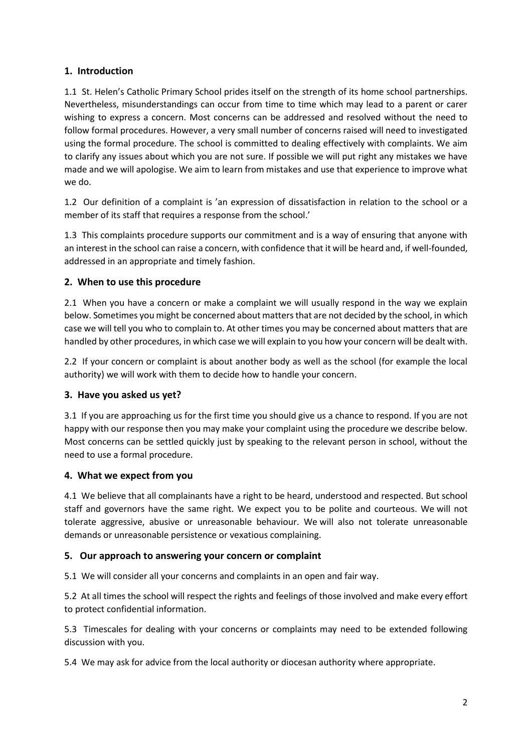## 1. Introduction

1.1 St. Helen's Catholic Primary School prides itself on the strength of its home school partnerships. Nevertheless, misunderstandings can occur from time to time which may lead to a parent or carer wishing to express a concern. Most concerns can be addressed and resolved without the need to follow formal procedures. However, a very small number of concerns raised will need to investigated using the formal procedure. The school is committed to dealing effectively with complaints. We aim to clarify any issues about which you are not sure. If possible we will put right any mistakes we have made and we will apologise. We aim to learn from mistakes and use that experience to improve what we do.

1.2 Our definition of a complaint is 'an expression of dissatisfaction in relation to the school or a member of its staff that requires a response from the school.'

1.3 This complaints procedure supports our commitment and is a way of ensuring that anyone with an interest in the school can raise a concern, with confidence that it will be heard and, if well-founded, addressed in an appropriate and timely fashion.

## 2. When to use this procedure

2.1 When you have a concern or make a complaint we will usually respond in the way we explain below. Sometimes you might be concerned about matters that are not decided by the school, in which case we will tell you who to complain to. At other times you may be concerned about matters that are handled by other procedures, in which case we will explain to you how your concern will be dealt with.

2.2 If your concern or complaint is about another body as well as the school (for example the local authority) we will work with them to decide how to handle your concern.

## 3. Have you asked us yet?

3.1 If you are approaching us for the first time you should give us a chance to respond. If you are not happy with our response then you may make your complaint using the procedure we describe below. Most concerns can be settled quickly just by speaking to the relevant person in school, without the need to use a formal procedure.

## 4. What we expect from you

4.1 We believe that all complainants have a right to be heard, understood and respected. But school staff and governors have the same right. We expect you to be polite and courteous. We will not tolerate aggressive, abusive or unreasonable behaviour. We will also not tolerate unreasonable demands or unreasonable persistence or vexatious complaining.

## 5. Our approach to answering your concern or complaint

5.1 We will consider all your concerns and complaints in an open and fair way.

5.2 At all times the school will respect the rights and feelings of those involved and make every effort to protect confidential information.

5.3 Timescales for dealing with your concerns or complaints may need to be extended following discussion with you.

5.4 We may ask for advice from the local authority or diocesan authority where appropriate.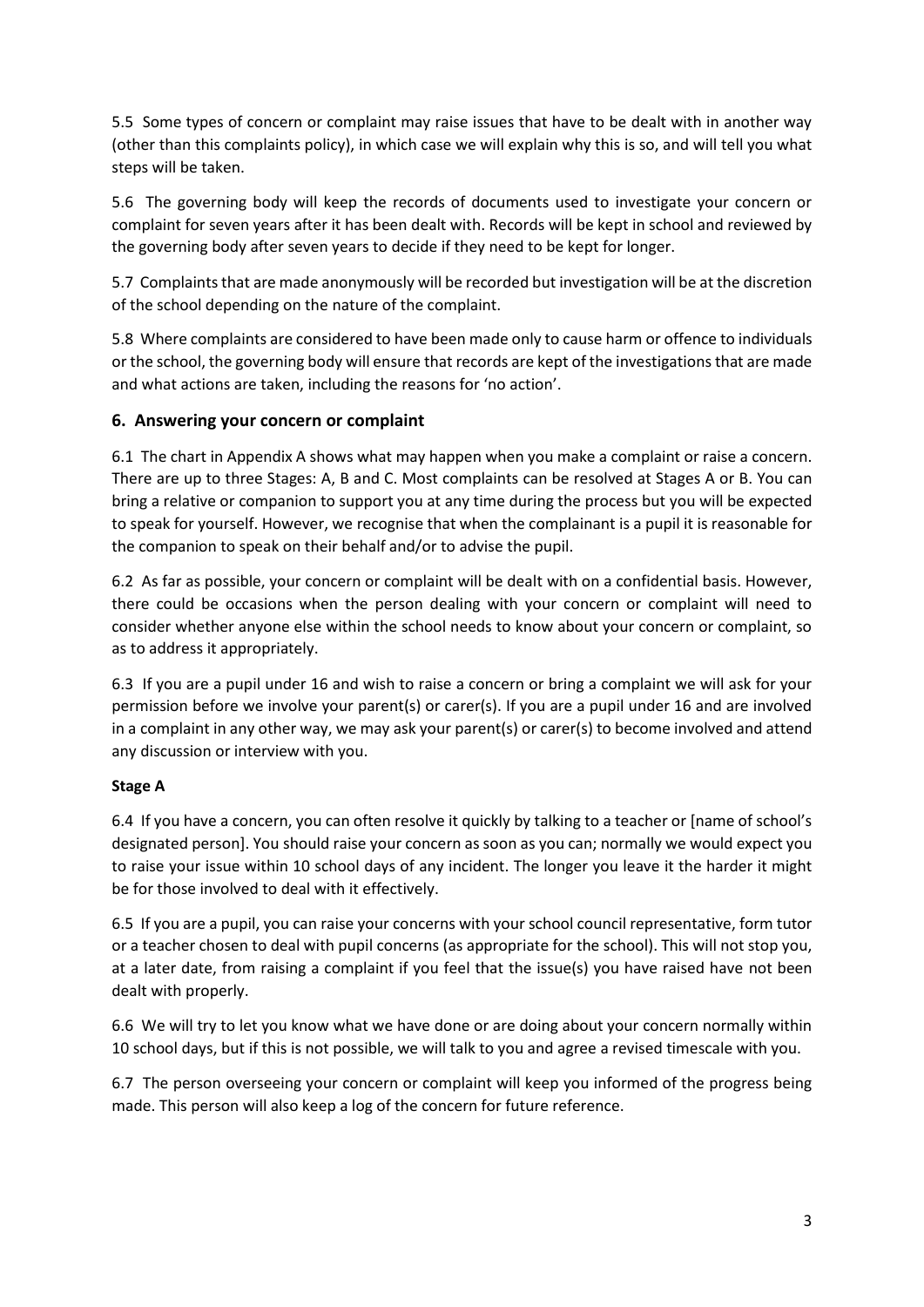5.5 Some types of concern or complaint may raise issues that have to be dealt with in another way (other than this complaints policy), in which case we will explain why this is so, and will tell you what steps will be taken.

5.6 The governing body will keep the records of documents used to investigate your concern or complaint for seven years after it has been dealt with. Records will be kept in school and reviewed by the governing body after seven years to decide if they need to be kept for longer.

5.7 Complaints that are made anonymously will be recorded but investigation will be at the discretion of the school depending on the nature of the complaint.

5.8 Where complaints are considered to have been made only to cause harm or offence to individuals or the school, the governing body will ensure that records are kept of the investigations that are made and what actions are taken, including the reasons for 'no action'.

## 6. Answering your concern or complaint

6.1 The chart in Appendix A shows what may happen when you make a complaint or raise a concern. There are up to three Stages: A, B and C. Most complaints can be resolved at Stages A or B. You can bring a relative or companion to support you at any time during the process but you will be expected to speak for yourself. However, we recognise that when the complainant is a pupil it is reasonable for the companion to speak on their behalf and/or to advise the pupil.

6.2 As far as possible, your concern or complaint will be dealt with on a confidential basis. However, there could be occasions when the person dealing with your concern or complaint will need to consider whether anyone else within the school needs to know about your concern or complaint, so as to address it appropriately.

6.3 If you are a pupil under 16 and wish to raise a concern or bring a complaint we will ask for your permission before we involve your parent(s) or carer(s). If you are a pupil under 16 and are involved in a complaint in any other way, we may ask your parent(s) or carer(s) to become involved and attend any discussion or interview with you.

**Stage A**

6.4 If you have a concern, you can often resolve it quickly by talking to a teacher or [name of school's designated person]. You should raise your concern as soon as you can; normally we would expect you to raise your issue within 10 school days of any incident. The longer you leave it the harder it might be for those involved to deal with it effectively.

6.5 If you are a pupil, you can raise your concerns with your school council representative, form tutor or a teacher chosen to deal with pupil concerns (as appropriate for the school). This will not stop you, at a later date, from raising a complaint if you feel that the issue(s) you have raised have not been dealt with properly.

6.6 We will try to let you know what we have done or are doing about your concern normally within 10 school days, but if this is not possible, we will talk to you and agree a revised timescale with you.

6.7 The person overseeing your concern or complaint will keep you informed of the progress being made. This person will also keep a log of the concern for future reference.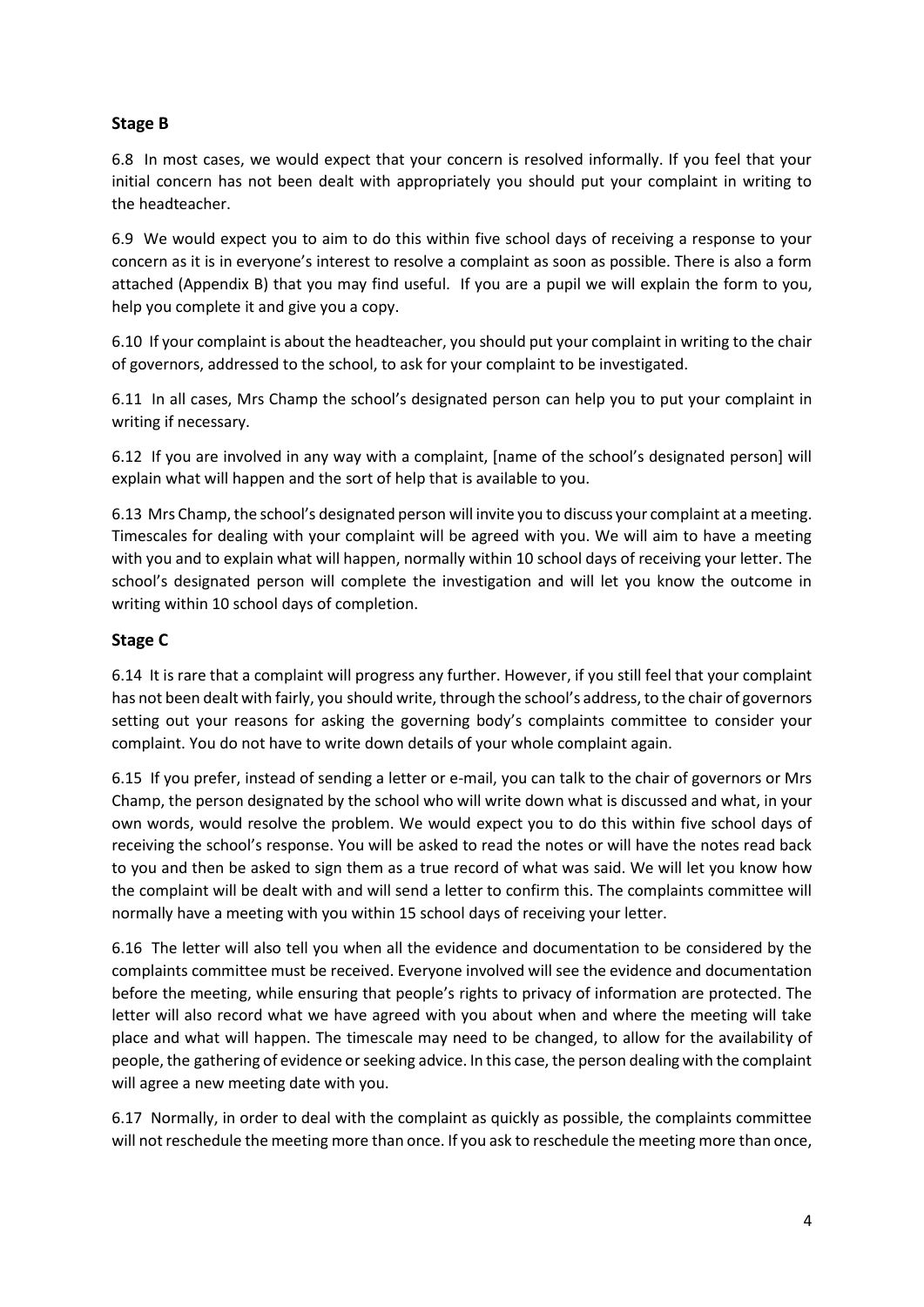## Stage B

6.8 In most cases, we would expect that your concern is resolved informally. If you feel that your initial concern has not been dealt with appropriately you should put your complaint in writing to the headteacher.

6.9 We would expect you to aim to do this within five school days of receiving a response to your concern as it is in everyone's interest to resolve a complaint as soon as possible. There is also a form attached (Appendix B) that you may find useful. If you are a pupil we will explain the form to you, help you complete it and give you a copy.

6.10 If your complaint is about the headteacher, you should put your complaint in writing to the chair of governors, addressed to the school, to ask for your complaint to be investigated.

6.11 In all cases, Mrs Champ the school's designated person can help you to put your complaint in writing if necessary.

6.12 If you are involved in any way with a complaint, [name of the school's designated person] will explain what will happen and the sort of help that is available to you.

6.13 Mrs Champ, the school's designated person will invite you to discuss your complaint at a meeting. Timescales for dealing with your complaint will be agreed with you. We will aim to have a meeting with you and to explain what will happen, normally within 10 school days of receiving your letter. The school's designated person will complete the investigation and will let you know the outcome in writing within 10 school days of completion.

## Stage C

6.14 It is rare that a complaint will progress any further. However, if you still feel that your complaint has not been dealt with fairly, you should write, through the school's address, to the chair of governors setting out your reasons for asking the governing body's complaints committee to consider your complaint. You do not have to write down details of your whole complaint again.

6.15 If you prefer, instead of sending a letter or e-mail, you can talk to the chair of governors or Mrs Champ, the person designated by the school who will write down what is discussed and what, in your own words, would resolve the problem. We would expect you to do this within five school days of receiving the school's response. You will be asked to read the notes or will have the notes read back to you and then be asked to sign them as a true record of what was said. We will let you know how the complaint will be dealt with and will send a letter to confirm this. The complaints committee will normally have a meeting with you within 15 school days of receiving your letter.

6.16 The letter will also tell you when all the evidence and documentation to be considered by the complaints committee must be received. Everyone involved will see the evidence and documentation before the meeting, while ensuring that people's rights to privacy of information are protected. The letter will also record what we have agreed with you about when and where the meeting will take place and what will happen. The timescale may need to be changed, to allow for the availability of people, the gathering of evidence or seeking advice. In this case, the person dealing with the complaint will agree a new meeting date with you.

6.17 Normally, in order to deal with the complaint as quickly as possible, the complaints committee will not reschedule the meeting more than once. If you ask to reschedule the meeting more than once,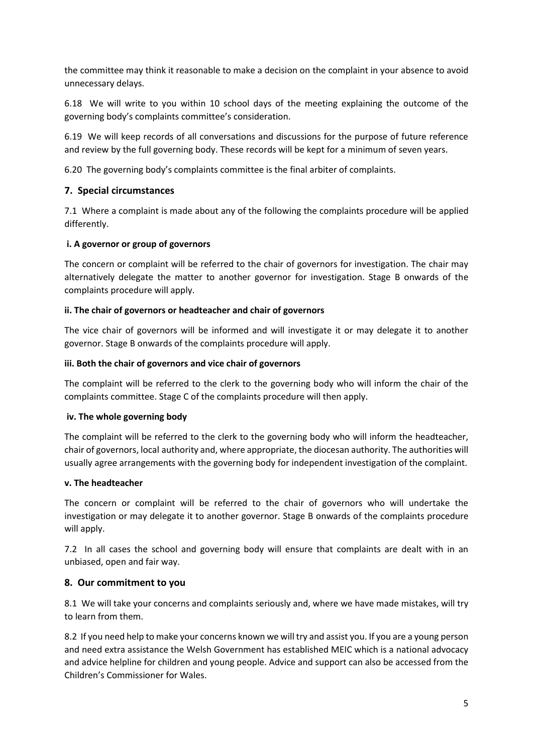the committee may think it reasonable to make a decision on the complaint in your absence to avoid unnecessary delays.

6.18 We will write to you within 10 school days of the meeting explaining the outcome of the governing body's complaints committee's consideration.

6.19 We will keep records of all conversations and discussions for the purpose of future reference and review by the full governing body. These records will be kept for a minimum of seven years.

6.20 The governing body's complaints committee is the final arbiter of complaints.

## 7. Special circumstances

7.1 Where a complaint is made about any of the following the complaints procedure will be applied differently.

**i. A governor or group of governors**

The concern or complaint will be referred to the chair of governors for investigation. The chair may alternatively delegate the matter to another governor for investigation. Stage B onwards of the complaints procedure will apply.

**ii. The chair of governors or headteacher and chair of governors**

The vice chair of governors will be informed and will investigate it or may delegate it to another governor. Stage B onwards of the complaints procedure will apply.

**iii. Both the chair of governors and vice chair of governors**

The complaint will be referred to the clerk to the governing body who will inform the chair of the complaints committee. Stage C of the complaints procedure will then apply.

**iv. The whole governing body**

The complaint will be referred to the clerk to the governing body who will inform the headteacher, chair of governors, local authority and, where appropriate, the diocesan authority. The authorities will usually agree arrangements with the governing body for independent investigation of the complaint.

**v. The headteacher**

The concern or complaint will be referred to the chair of governors who will undertake the investigation or may delegate it to another governor. Stage B onwards of the complaints procedure will apply.

7.2 In all cases the school and governing body will ensure that complaints are dealt with in an unbiased, open and fair way.

## 8. Our commitment to you

8.1 We will take your concerns and complaints seriously and, where we have made mistakes, will try to learn from them.

8.2 If you need help to make your concerns known we will try and assist you. If you are a young person and need extra assistance the Welsh Government has established MEIC which is a national advocacy and advice helpline for children and young people. Advice and support can also be accessed from the Children's Commissioner for Wales.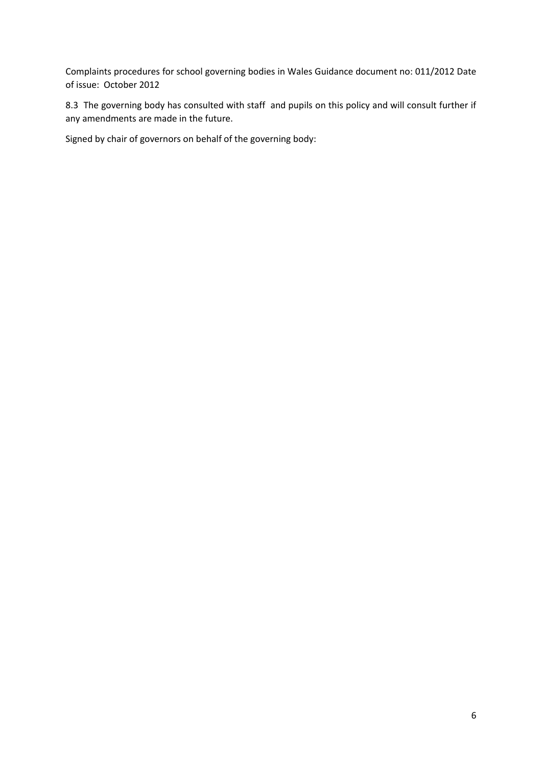Complaints procedures for school governing bodies in Wales Guidance document no: 011/2012 Date of issue: October 2012

8.3 The governing body has consulted with staff and pupils on this policy and will consult further if any amendments are made in the future.

Signed by chair of governors on behalf of the governing body: